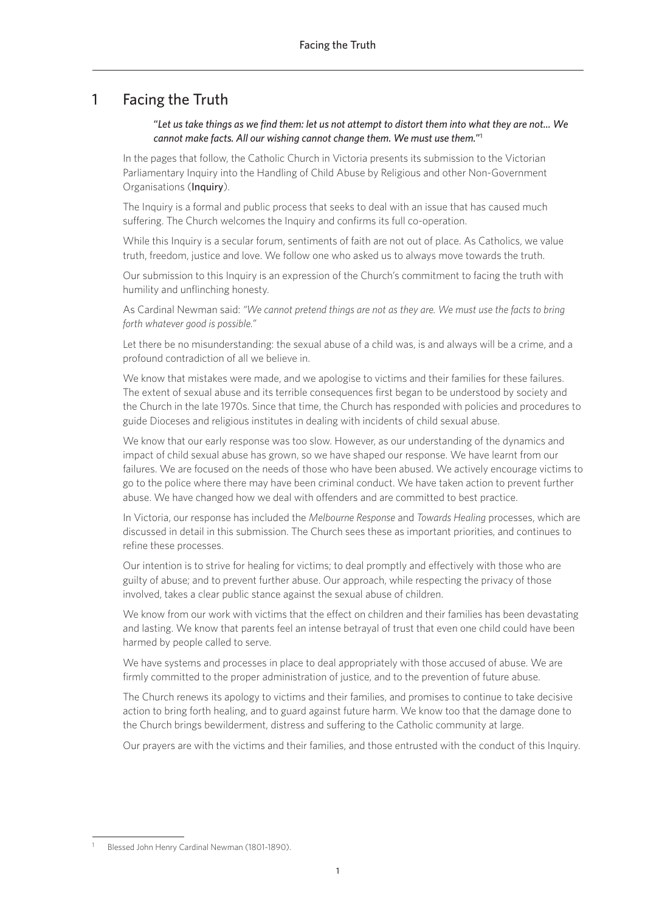# 1 Facing the Truth

> "*Let us take things as we find them: let us not attempt to distort them into what they are not... We cannot make facts. All our wishing cannot change them. We must use them.*"[1]

In the pages that follow, the Catholic Church in Victoria presents its submission to the Victorian Parliamentary Inquiry into the Handling of Child Abuse by Religious and other Non-Government Organisations (**Inquiry**).

The Inquiry is a formal and public process that seeks to deal with an issue that has caused much suffering. The Church welcomes the Inquiry and confirms its full co-operation.

While this Inquiry is a secular forum, sentiments of faith are not out of place. As Catholics, we value truth, freedom, justice and love. We follow one who asked us to always move towards the truth.

Our submission to this Inquiry is an expression of the Church's commitment to facing the truth with humility and unflinching honesty.

As Cardinal Newman said: "*We cannot pretend things are not as they are. We must use the facts to bring forth whatever good is possible.*"

Let there be no misunderstanding: the sexual abuse of a child was, is and always will be a crime, and a profound contradiction of all we believe in.

We know that mistakes were made, and we apologise to victims and their families for these failures. The extent of sexual abuse and its terrible consequences first began to be understood by society and the Church in the late 1970s. Since that time, the Church has responded with policies and procedures to guide Dioceses and religious institutes in dealing with incidents of child sexual abuse.

We know that our early response was too slow. However, as our understanding of the dynamics and impact of child sexual abuse has grown, so we have shaped our response. We have learnt from our failures. We are focused on the needs of those who have been abused. We actively encourage victims to go to the police where there may have been criminal conduct. We have taken action to prevent further abuse. We have changed how we deal with offenders and are committed to best practice.

In Victoria, our response has included the *Melbourne Response* and *Towards Healing* processes, which are discussed in detail in this submission. The Church sees these as important priorities, and continues to refine these processes.

Our intention is to strive for healing for victims; to deal promptly and effectively with those who are guilty of abuse; and to prevent further abuse. Our approach, while respecting the privacy of those involved, takes a clear public stance against the sexual abuse of children.

We know from our work with victims that the effect on children and their families has been devastating and lasting. We know that parents feel an intense betrayal of trust that even one child could have been harmed by people called to serve.

We have systems and processes in place to deal appropriately with those accused of abuse. We are firmly committed to the proper administration of justice, and to the prevention of future abuse.

The Church renews its apology to victims and their families, and promises to continue to take decisive action to bring forth healing, and to guard against future harm. We know too that the damage done to the Church brings bewilderment, distress and suffering to the Catholic community at large.

Our prayers are with the victims and their families, and those entrusted with the conduct of this Inquiry.

---

[1] Blessed John Henry Cardinal Newman (1801-1890).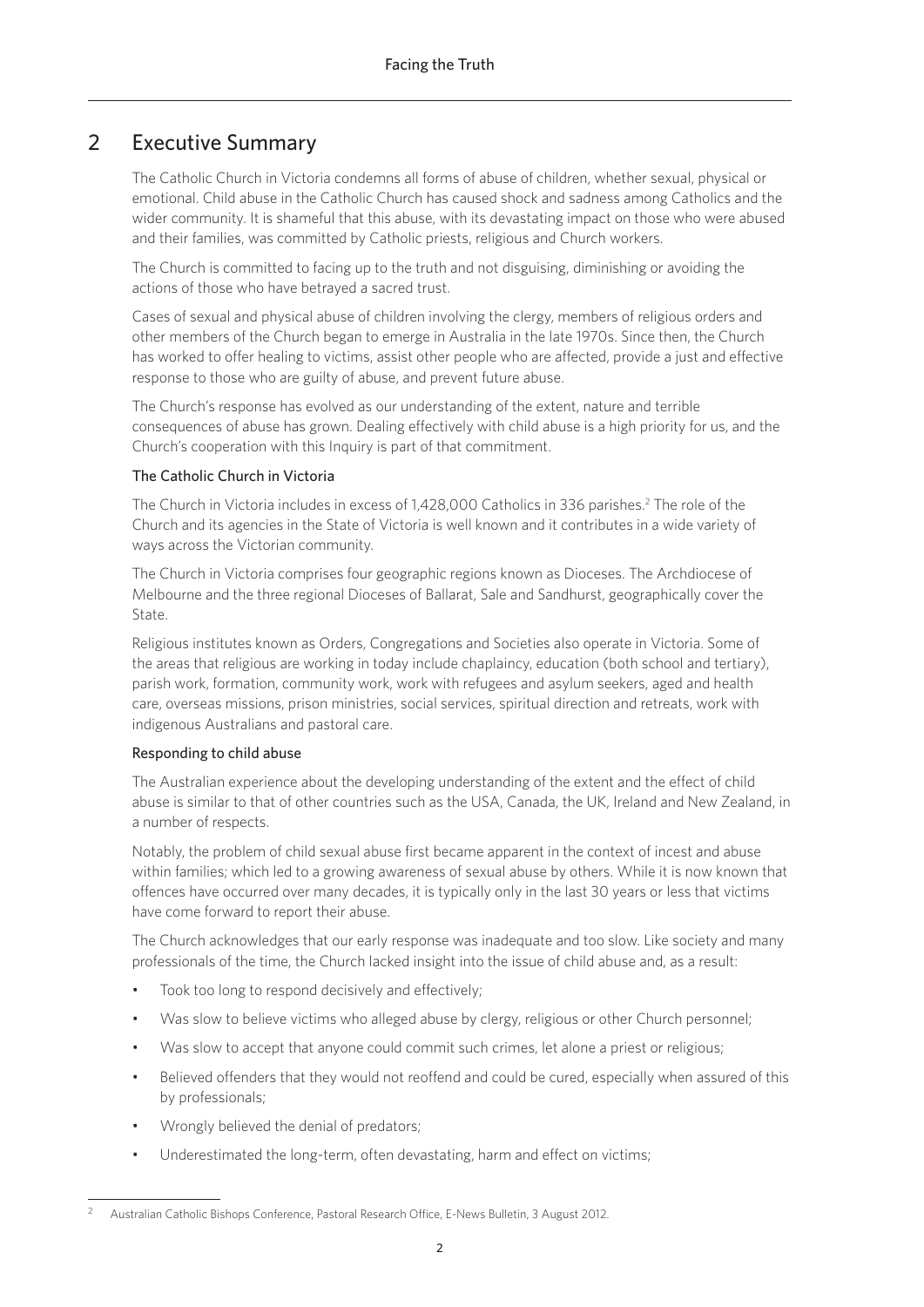## 2 Executive Summary

The Catholic Church in Victoria condemns all forms of abuse of children, whether sexual, physical or emotional. Child abuse in the Catholic Church has caused shock and sadness among Catholics and the wider community. It is shameful that this abuse, with its devastating impact on those who were abused and their families, was committed by Catholic priests, religious and Church workers.

The Church is committed to facing up to the truth and not disguising, diminishing or avoiding the actions of those who have betrayed a sacred trust.

Cases of sexual and physical abuse of children involving the clergy, members of religious orders and other members of the Church began to emerge in Australia in the late 1970s. Since then, the Church has worked to offer healing to victims, assist other people who are affected, provide a just and effective response to those who are guilty of abuse, and prevent future abuse.

The Church's response has evolved as our understanding of the extent, nature and terrible consequences of abuse has grown. Dealing effectively with child abuse is a high priority for us, and the Church's cooperation with this Inquiry is part of that commitment.

### The Catholic Church in Victoria

The Church in Victoria includes in excess of 1,428,000 Catholics in 336 parishes.[2] The role of the Church and its agencies in the State of Victoria is well known and it contributes in a wide variety of ways across the Victorian community.

The Church in Victoria comprises four geographic regions known as Dioceses. The Archdiocese of Melbourne and the three regional Dioceses of Ballarat, Sale and Sandhurst, geographically cover the State.

Religious institutes known as Orders, Congregations and Societies also operate in Victoria. Some of the areas that religious are working in today include chaplaincy, education (both school and tertiary), parish work, formation, community work, work with refugees and asylum seekers, aged and health care, overseas missions, prison ministries, social services, spiritual direction and retreats, work with indigenous Australians and pastoral care.

### Responding to child abuse

The Australian experience about the developing understanding of the extent and the effect of child abuse is similar to that of other countries such as the USA, Canada, the UK, Ireland and New Zealand, in a number of respects.

Notably, the problem of child sexual abuse first became apparent in the context of incest and abuse within families; which led to a growing awareness of sexual abuse by others. While it is now known that offences have occurred over many decades, it is typically only in the last 30 years or less that victims have come forward to report their abuse.

The Church acknowledges that our early response was inadequate and too slow. Like society and many professionals of the time, the Church lacked insight into the issue of child abuse and, as a result:

- Took too long to respond decisively and effectively;
- Was slow to believe victims who alleged abuse by clergy, religious or other Church personnel;
- Was slow to accept that anyone could commit such crimes, let alone a priest or religious;
- Believed offenders that they would not reoffend and could be cured, especially when assured of this by professionals;
- Wrongly believed the denial of predators;
- Underestimated the long-term, often devastating, harm and effect on victims;

[2] Australian Catholic Bishops Conference, Pastoral Research Office, E-News Bulletin, 3 August 2012.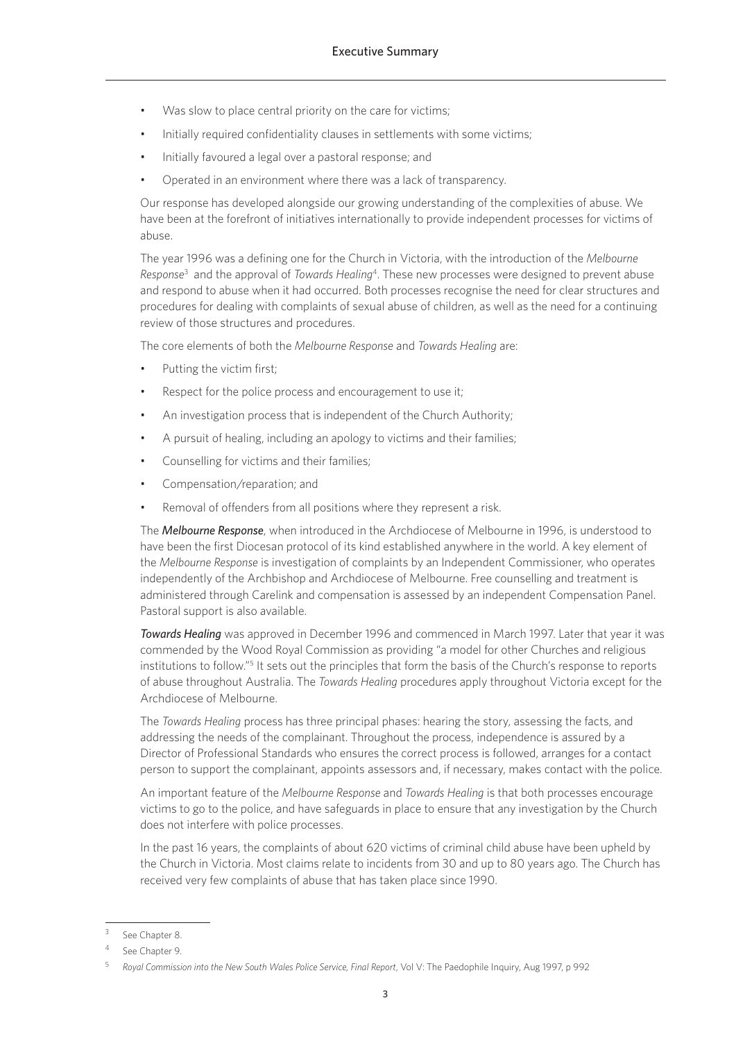- Was slow to place central priority on the care for victims;
- Initially required confidentiality clauses in settlements with some victims;
- Initially favoured a legal over a pastoral response; and
- Operated in an environment where there was a lack of transparency.

Our response has developed alongside our growing understanding of the complexities of abuse. We have been at the forefront of initiatives internationally to provide independent processes for victims of abuse.

The year 1996 was a defining one for the Church in Victoria, with the introduction of the *Melbourne Response*[3] and the approval of *Towards Healing*[4]. These new processes were designed to prevent abuse and respond to abuse when it had occurred. Both processes recognise the need for clear structures and procedures for dealing with complaints of sexual abuse of children, as well as the need for a continuing review of those structures and procedures.

The core elements of both the *Melbourne Response* and *Towards Healing* are:

- Putting the victim first;
- Respect for the police process and encouragement to use it;
- An investigation process that is independent of the Church Authority;
- A pursuit of healing, including an apology to victims and their families;
- Counselling for victims and their families;
- Compensation/reparation; and
- Removal of offenders from all positions where they represent a risk.

The ***Melbourne Response***, when introduced in the Archdiocese of Melbourne in 1996, is understood to have been the first Diocesan protocol of its kind established anywhere in the world. A key element of the *Melbourne Response* is investigation of complaints by an Independent Commissioner, who operates independently of the Archbishop and Archdiocese of Melbourne. Free counselling and treatment is administered through Carelink and compensation is assessed by an independent Compensation Panel. Pastoral support is also available.

***Towards Healing*** was approved in December 1996 and commenced in March 1997. Later that year it was commended by the Wood Royal Commission as providing "a model for other Churches and religious institutions to follow."[5] It sets out the principles that form the basis of the Church's response to reports of abuse throughout Australia. The *Towards Healing* procedures apply throughout Victoria except for the Archdiocese of Melbourne.

The *Towards Healing* process has three principal phases: hearing the story, assessing the facts, and addressing the needs of the complainant. Throughout the process, independence is assured by a Director of Professional Standards who ensures the correct process is followed, arranges for a contact person to support the complainant, appoints assessors and, if necessary, makes contact with the police.

An important feature of the *Melbourne Response* and *Towards Healing* is that both processes encourage victims to go to the police, and have safeguards in place to ensure that any investigation by the Church does not interfere with police processes.

In the past 16 years, the complaints of about 620 victims of criminal child abuse have been upheld by the Church in Victoria. Most claims relate to incidents from 30 and up to 80 years ago. The Church has received very few complaints of abuse that has taken place since 1990.

---

[3] See Chapter 8.

[4] See Chapter 9.

[5] *Royal Commission into the New South Wales Police Service, Final Report*, Vol V: The Paedophile Inquiry, Aug 1997, p 992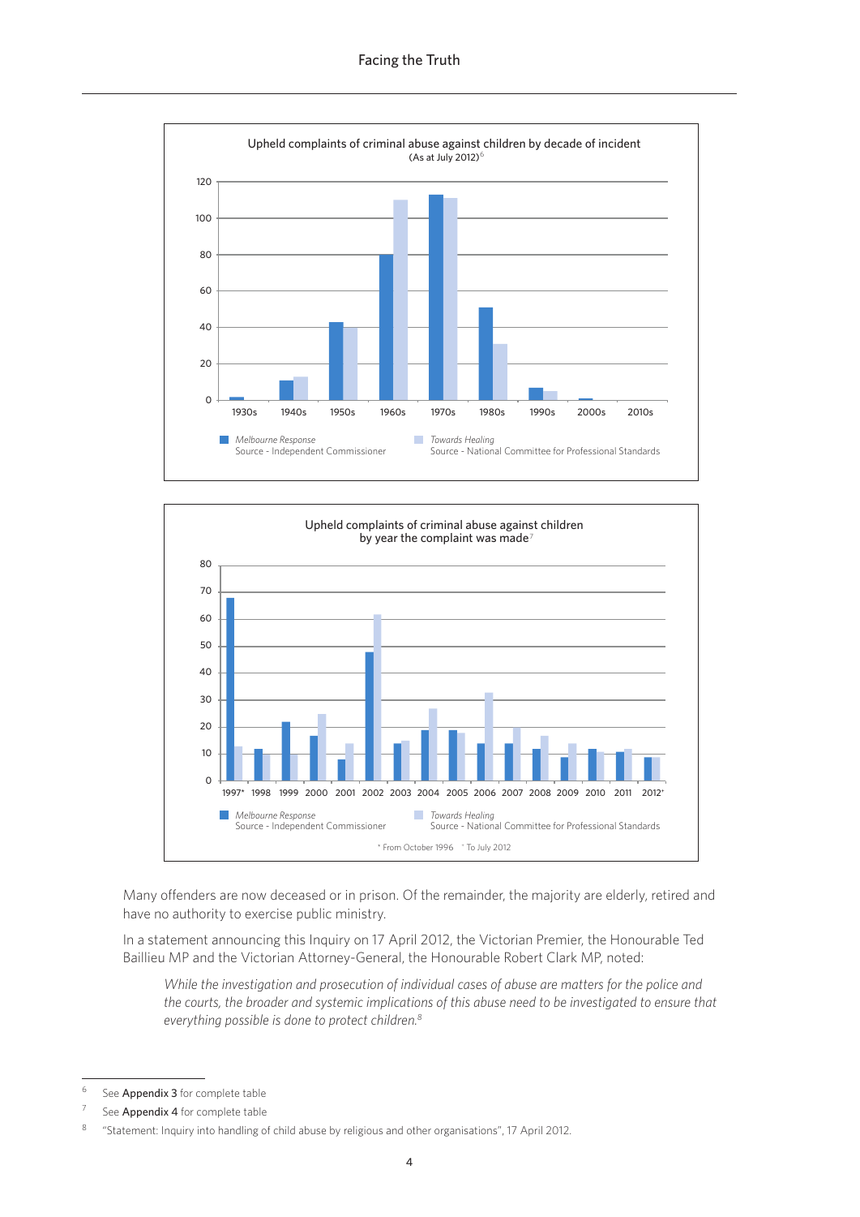Upheld complaints of criminal abuse against children by decade of incident
(As at July 2012)[6]

Upheld complaints of criminal abuse against children by year the complaint was made[7]

Many offenders are now deceased or in prison. Of the remainder, the majority are elderly, retired and have no authority to exercise public ministry.

In a statement announcing this Inquiry on 17 April 2012, the Victorian Premier, the Honourable Ted Baillieu MP and the Victorian Attorney-General, the Honourable Robert Clark MP, noted:

> *While the investigation and prosecution of individual cases of abuse are matters for the police and the courts, the broader and systemic implications of this abuse need to be investigated to ensure that everything possible is done to protect children.*[8]

---

[6] See **Appendix 3** for complete table

[7] See **Appendix 4** for complete table

[8] "Statement: Inquiry into handling of child abuse by religious and other organisations", 17 April 2012.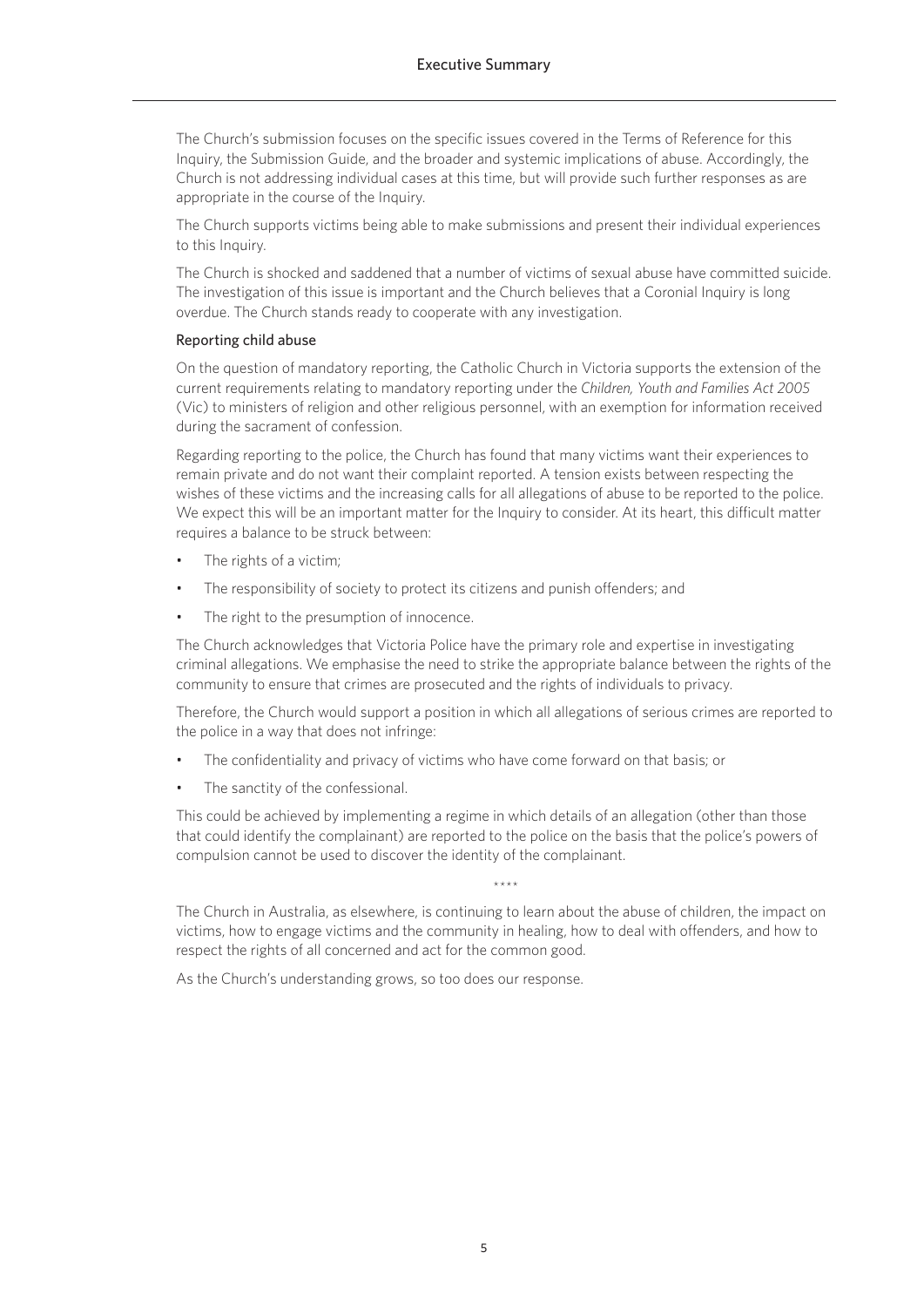The Church's submission focuses on the specific issues covered in the Terms of Reference for this Inquiry, the Submission Guide, and the broader and systemic implications of abuse. Accordingly, the Church is not addressing individual cases at this time, but will provide such further responses as are appropriate in the course of the Inquiry.

The Church supports victims being able to make submissions and present their individual experiences to this Inquiry.

The Church is shocked and saddened that a number of victims of sexual abuse have committed suicide. The investigation of this issue is important and the Church believes that a Coronial Inquiry is long overdue. The Church stands ready to cooperate with any investigation.

### Reporting child abuse

On the question of mandatory reporting, the Catholic Church in Victoria supports the extension of the current requirements relating to mandatory reporting under the *Children, Youth and Families Act 2005* (Vic) to ministers of religion and other religious personnel, with an exemption for information received during the sacrament of confession.

Regarding reporting to the police, the Church has found that many victims want their experiences to remain private and do not want their complaint reported. A tension exists between respecting the wishes of these victims and the increasing calls for all allegations of abuse to be reported to the police. We expect this will be an important matter for the Inquiry to consider. At its heart, this difficult matter requires a balance to be struck between:

- The rights of a victim;
- The responsibility of society to protect its citizens and punish offenders; and
- The right to the presumption of innocence.

The Church acknowledges that Victoria Police have the primary role and expertise in investigating criminal allegations. We emphasise the need to strike the appropriate balance between the rights of the community to ensure that crimes are prosecuted and the rights of individuals to privacy.

Therefore, the Church would support a position in which all allegations of serious crimes are reported to the police in a way that does not infringe:

- The confidentiality and privacy of victims who have come forward on that basis; or
- The sanctity of the confessional.

This could be achieved by implementing a regime in which details of an allegation (other than those that could identify the complainant) are reported to the police on the basis that the police's powers of compulsion cannot be used to discover the identity of the complainant.

****

The Church in Australia, as elsewhere, is continuing to learn about the abuse of children, the impact on victims, how to engage victims and the community in healing, how to deal with offenders, and how to respect the rights of all concerned and act for the common good.

As the Church's understanding grows, so too does our response.